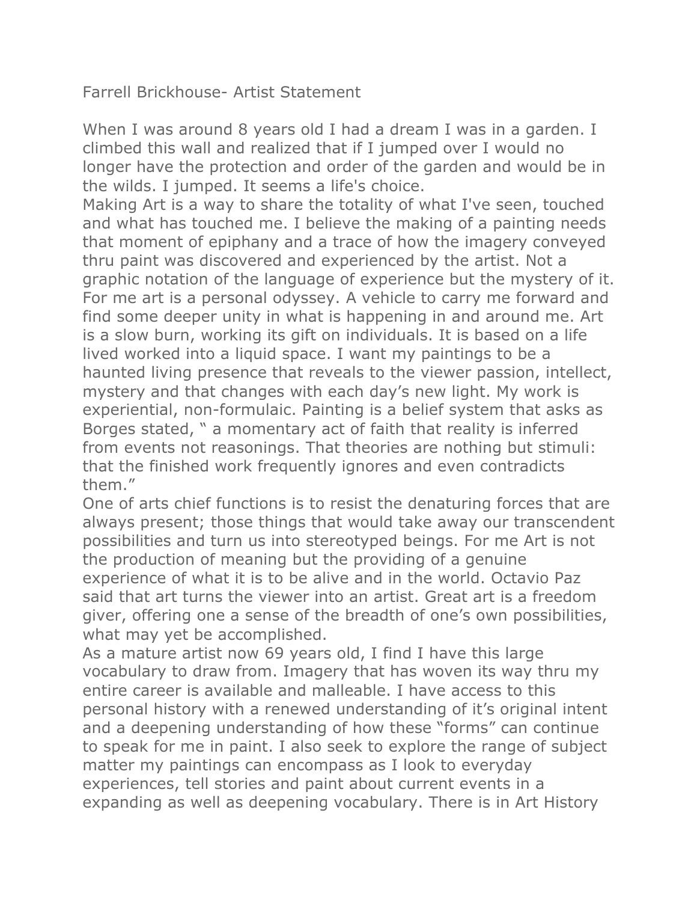# Farrell Brickhouse- Artist Statement

When I was around 8 years old I had a dream I was in a garden. I climbed this wall and realized that if I jumped over I would no longer have the protection and order of the garden and would be in the wilds. I jumped. It seems a life's choice.

Making Art is a way to share the totality of what I've seen, touched and what has touched me. I believe the making of a painting needs that moment of epiphany and a trace of how the imagery conveyed thru paint was discovered and experienced by the artist. Not a graphic notation of the language of experience but the mystery of it. For me art is a personal odyssey. A vehicle to carry me forward and find some deeper unity in what is happening in and around me. Art is a slow burn, working its gift on individuals. It is based on a life lived worked into a liquid space. I want my paintings to be a haunted living presence that reveals to the viewer passion, intellect, mystery and that changes with each day's new light. My work is experiential, non-formulaic. Painting is a belief system that asks as Borges stated, " a momentary act of faith that reality is inferred from events not reasonings. That theories are nothing but stimuli: that the finished work frequently ignores and even contradicts them."

One of arts chief functions is to resist the denaturing forces that are always present; those things that would take away our transcendent possibilities and turn us into stereotyped beings. For me Art is not the production of meaning but the providing of a genuine experience of what it is to be alive and in the world. Octavio Paz said that art turns the viewer into an artist. Great art is a freedom giver, offering one a sense of the breadth of one's own possibilities, what may yet be accomplished.

As a mature artist now 69 years old, I find I have this large vocabulary to draw from. Imagery that has woven its way thru my entire career is available and malleable. I have access to this personal history with a renewed understanding of it's original intent and a deepening understanding of how these "forms" can continue to speak for me in paint. I also seek to explore the range of subject matter my paintings can encompass as I look to everyday experiences, tell stories and paint about current events in a expanding as well as deepening vocabulary. There is in Art History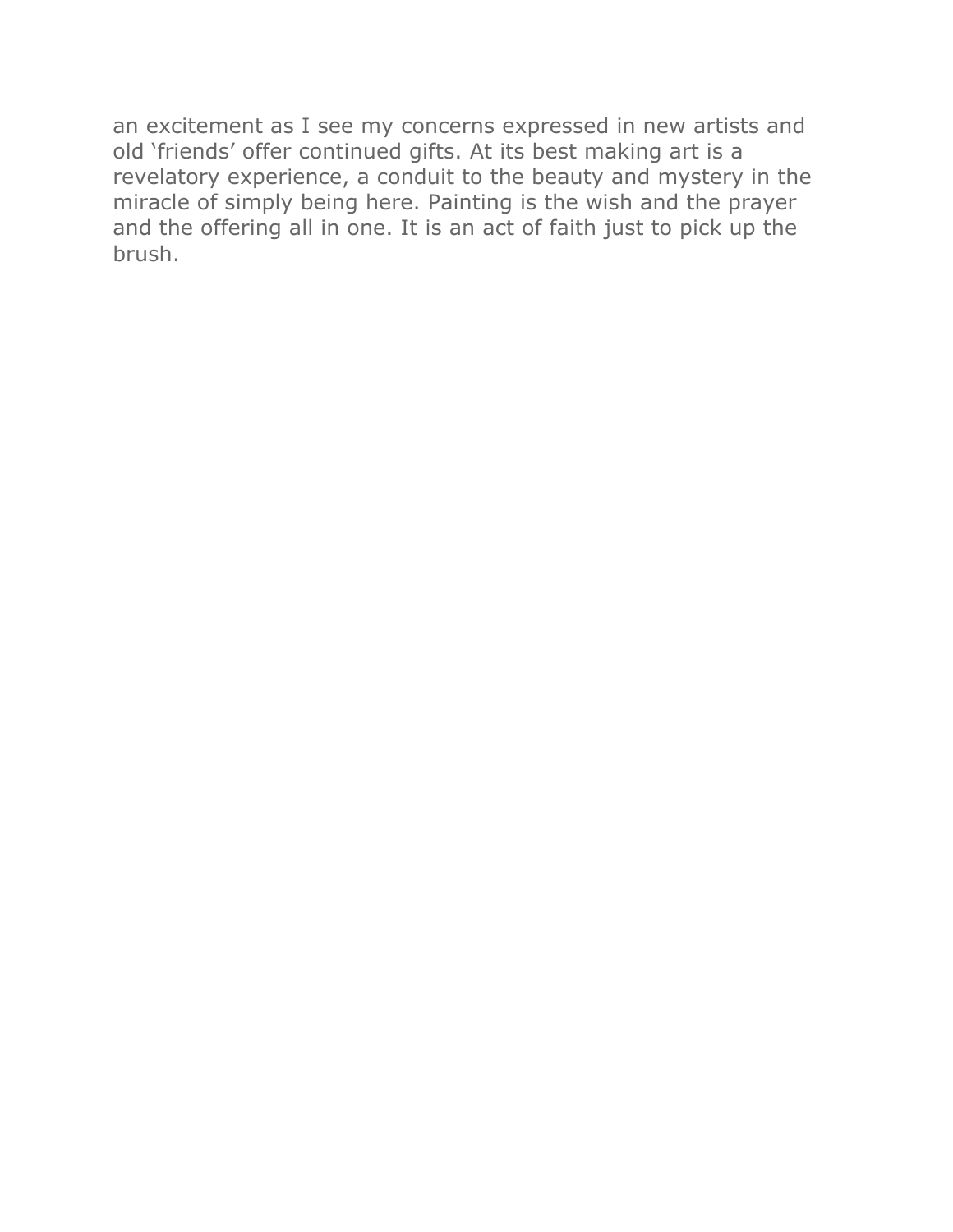an excitement as I see my concerns expressed in new artists and old ‘friends’ offer continued gifts. At its best making art is a revelatory experience, a conduit to the beauty and mystery in the miracle of simply being here. Painting is the wish and the prayer and the offering all in one. It is an act of faith just to pick up the brush.